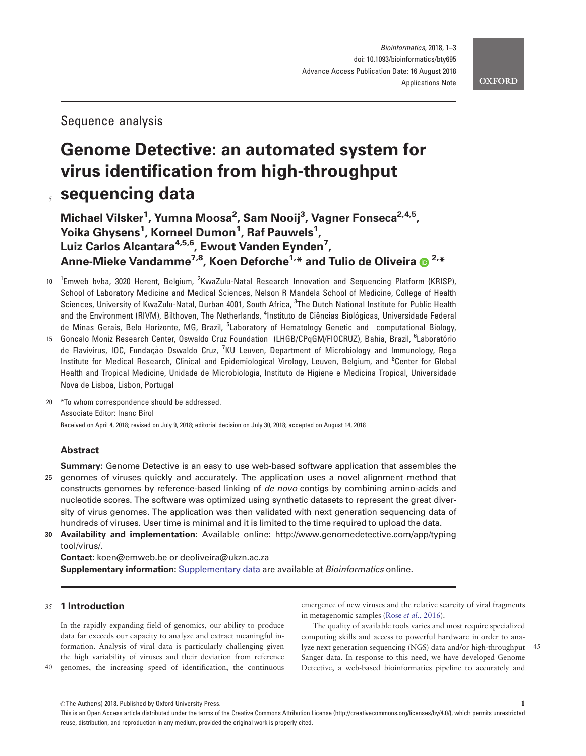Sequence analysis

# Genome Detective: an automated system for virus identification from high-throughput sequencing data

**Michael Vilsker[1], Yumna Moosa[2], Sam Nooij[3], Vagner Fonseca[2,4,5], Yoika Ghysens[1], Korneel Dumon[1], Raf Pauwels[1], Luiz Carlos Alcantara[4,5,6], Ewout Vanden Eynden[7], Anne-Mieke Vandamme[7,8], Koen Deforche[1,]* and Tulio de Oliveira[2,]***

[1]Emweb bvba, 3020 Herent, Belgium, [2]KwaZulu-Natal Research Innovation and Sequencing Platform (KRISP), School of Laboratory Medicine and Medical Sciences, Nelson R Mandela School of Medicine, College of Health Sciences, University of KwaZulu-Natal, Durban 4001, South Africa, [3]The Dutch National Institute for Public Health and the Environment (RIVM), Bilthoven, The Netherlands, [4]Instituto de Ciências Biológicas, Universidade Federal de Minas Gerais, Belo Horizonte, MG, Brazil, [5]Laboratory of Hematology Genetic and computational Biology, Goncalo Moniz Research Center, Oswaldo Cruz Foundation (LHGB/CPqGM/FIOCRUZ), Bahia, Brazil, [6]Laboratório de Flavivírus, IOC, Fundação Oswaldo Cruz, [7]KU Leuven, Department of Microbiology and Immunology, Rega Institute for Medical Research, Clinical and Epidemiological Virology, Leuven, Belgium, and [8]Center for Global Health and Tropical Medicine, Unidade de Microbiologia, Instituto de Higiene e Medicina Tropical, Universidade Nova de Lisboa, Lisbon, Portugal

*To whom correspondence should be addressed.

Associate Editor: Inanc Birol

Received on April 4, 2018; revised on July 9, 2018; editorial decision on July 30, 2018; accepted on August 14, 2018

## Abstract

**Summary:** Genome Detective is an easy to use web-based software application that assembles the genomes of viruses quickly and accurately. The application uses a novel alignment method that constructs genomes by reference-based linking of *de novo* contigs by combining amino-acids and nucleotide scores. The software was optimized using synthetic datasets to represent the great diversity of virus genomes. The application was then validated with next generation sequencing data of hundreds of viruses. User time is minimal and it is limited to the time required to upload the data.

**Availability and implementation:** Available online: http://www.genomedetective.com/app/typingtool/virus/.

**Contact:** koen@emweb.be or deoliveira@ukzn.ac.za

**Supplementary information:** Supplementary data are available at *Bioinformatics* online.

## 1 Introduction

In the rapidly expanding field of genomics, our ability to produce data far exceeds our capacity to analyze and extract meaningful information. Analysis of viral data is particularly challenging given the high variability of viruses and their deviation from reference genomes, the increasing speed of identification, the continuous emergence of new viruses and the relative scarcity of viral fragments in metagenomic samples (Rose *et al.*, 2016).

The quality of available tools varies and most require specialized computing skills and access to powerful hardware in order to analyze next generation sequencing (NGS) data and/or high-throughput Sanger data. In response to this need, we have developed Genome Detective, a web-based bioinformatics pipeline to accurately and

© The Author(s) 2018. Published by Oxford University Press.

This is an Open Access article distributed under the terms of the Creative Commons Attribution License (http://creativecommons.org/licenses/by/4.0/), which permits unrestricted reuse, distribution, and reproduction in any medium, provided the original work is properly cited.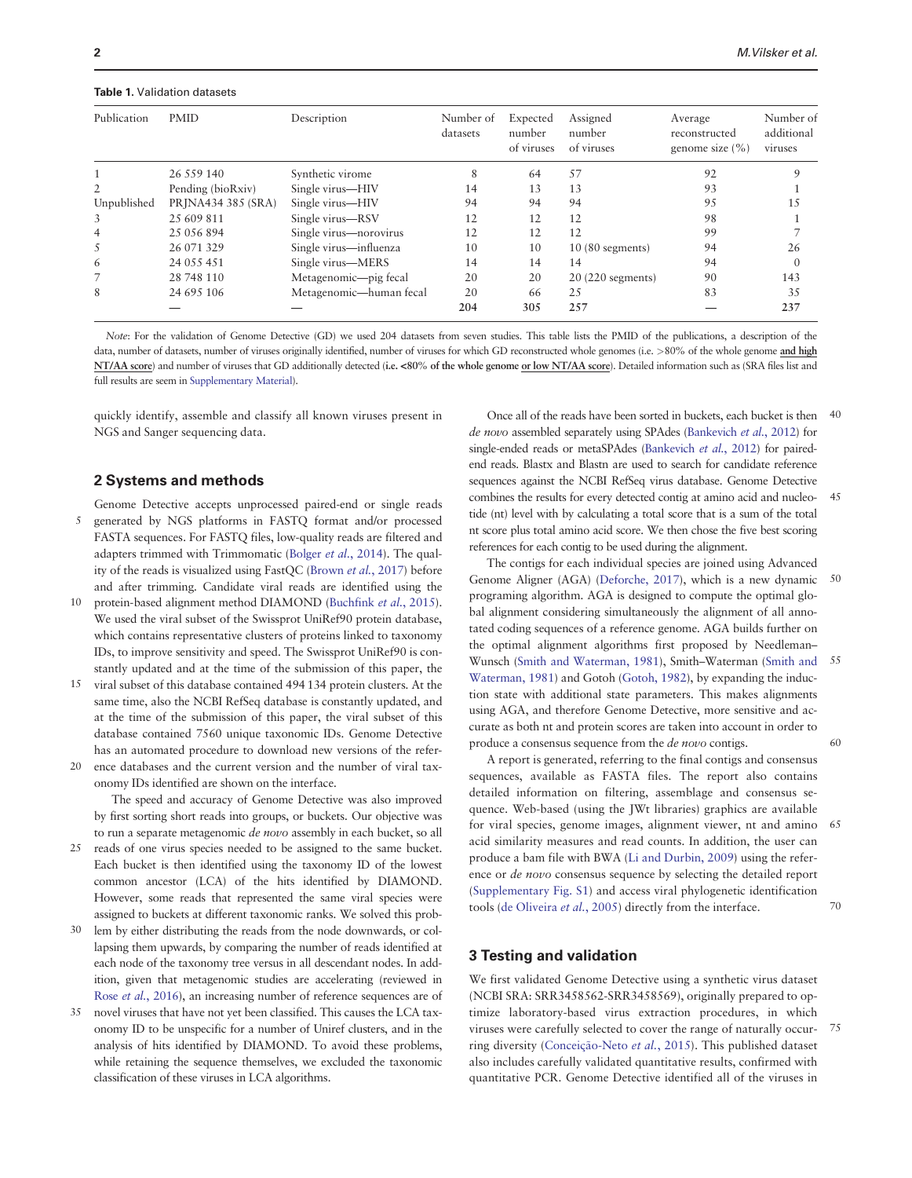**Table 1.** Validation datasets

| Publication | PMID | Description | Number of datasets | Expected number of viruses | Assigned number of viruses | Average reconstructed genome size (%) | Number of additional viruses |
|---|---|---|---|---|---|---|---|
| 1 | 26 559 140 | Synthetic virome | 8 | 64 | 57 | 92 | 9 |
| 2 | Pending (bioRxiv) | Single virus—HIV | 14 | 13 | 13 | 93 | 1 |
| Unpublished | PRJNA434 385 (SRA) | Single virus—HIV | 94 | 94 | 94 | 95 | 15 |
| 3 | 25 609 811 | Single virus—RSV | 12 | 12 | 12 | 98 | 1 |
| 4 | 25 056 894 | Single virus—norovirus | 12 | 12 | 12 | 99 | 7 |
| 5 | 26 071 329 | Single virus—influenza | 10 | 10 | 10 (80 segments) | 94 | 26 |
| 6 | 24 055 451 | Single virus—MERS | 14 | 14 | 14 | 94 | 0 |
| 7 | 28 748 110 | Metagenomic—pig fecal | 20 | 20 | 20 (220 segments) | 90 | 143 |
| 8 | 24 695 106 | Metagenomic—human fecal | 20 | 66 | 25 | 83 | 35 |
| | — | — | 204 | 305 | 257 | — | 237 |

*Note*: For the validation of Genome Detective (GD) we used 204 datasets from seven studies. This table lists the PMID of the publications, a description of the data, number of datasets, number of viruses originally identified, number of viruses for which GD reconstructed whole genomes (i.e. >80% of the whole genome **and high NT/AA score**) and number of viruses that GD additionally detected (**i.e. <80% of the whole genome or low NT/AA score**). Detailed information such as (SRA files list and full results are seem in Supplementary Material).

quickly identify, assemble and classify all known viruses present in NGS and Sanger sequencing data.

## 2 Systems and methods

Genome Detective accepts unprocessed paired-end or single reads generated by NGS platforms in FASTQ format and/or processed FASTA sequences. For FASTQ files, low-quality reads are filtered and adapters trimmed with Trimmomatic (Bolger *et al.*, 2014). The quality of the reads is visualized using FastQC (Brown *et al.*, 2017) before and after trimming. Candidate viral reads are identified using the protein-based alignment method DIAMOND (Buchfink *et al.*, 2015). We used the viral subset of the Swissprot UniRef90 protein database, which contains representative clusters of proteins linked to taxonomy IDs, to improve sensitivity and speed. The Swissprot UniRef90 is constantly updated and at the time of the submission of this paper, the viral subset of this database contained 494 134 protein clusters. At the same time, also the NCBI RefSeq database is constantly updated, and at the time of the submission of this paper, the viral subset of this database contained 7560 unique taxonomic IDs. Genome Detective has an automated procedure to download new versions of the reference databases and the current version and the number of viral taxonomy IDs identified are shown on the interface.

The speed and accuracy of Genome Detective was also improved by first sorting short reads into groups, or buckets. Our objective was to run a separate metagenomic *de novo* assembly in each bucket, so all reads of one virus species needed to be assigned to the same bucket. Each bucket is then identified using the taxonomy ID of the lowest common ancestor (LCA) of the hits identified by DIAMOND. However, some reads that represented the same viral species were assigned to buckets at different taxonomic ranks. We solved this problem by either distributing the reads from the node downwards, or collapsing them upwards, by comparing the number of reads identified at each node of the taxonomy tree versus in all descendant nodes. In addition, given that metagenomic studies are accelerating (reviewed in Rose *et al.*, 2016), an increasing number of reference sequences are of novel viruses that have not yet been classified. This causes the LCA taxonomy ID to be unspecific for a number of Uniref clusters, and in the analysis of hits identified by DIAMOND. To avoid these problems, while retaining the sequence themselves, we excluded the taxonomic classification of these viruses in LCA algorithms.

Once all of the reads have been sorted in buckets, each bucket is then *de novo* assembled separately using SPAdes (Bankevich *et al.*, 2012) for single-ended reads or metaSPAdes (Bankevich *et al.*, 2012) for paired-end reads. Blastx and Blastn are used to search for candidate reference sequences against the NCBI RefSeq virus database. Genome Detective combines the results for every detected contig at amino acid and nucleotide (nt) level with by calculating a total score that is a sum of the total nt score plus total amino acid score. We then chose the five best scoring references for each contig to be used during the alignment.

The contigs for each individual species are joined using Advanced Genome Aligner (AGA) (Deforche, 2017), which is a new dynamic programing algorithm. AGA is designed to compute the optimal global alignment considering simultaneously the alignment of all annotated coding sequences of a reference genome. AGA builds further on the optimal alignment algorithms first proposed by Needleman–Wunsch (Smith and Waterman, 1981), Smith–Waterman (Smith and Waterman, 1981) and Gotoh (Gotoh, 1982), by expanding the induction state with additional state parameters. This makes alignments using AGA, and therefore Genome Detective, more sensitive and accurate as both nt and protein scores are taken into account in order to produce a consensus sequence from the *de novo* contigs.

A report is generated, referring to the final contigs and consensus sequences, available as FASTA files. The report also contains detailed information on filtering, assemblage and consensus sequence. Web-based (using the JWt libraries) graphics are available for viral species, genome images, alignment viewer, nt and amino acid similarity measures and read counts. In addition, the user can produce a bam file with BWA (Li and Durbin, 2009) using the reference or *de novo* consensus sequence by selecting the detailed report (Supplementary Fig. S1) and access viral phylogenetic identification tools (de Oliveira *et al.*, 2005) directly from the interface.

## 3 Testing and validation

We first validated Genome Detective using a synthetic virus dataset (NCBI SRA: SRR3458562-SRR3458569), originally prepared to optimize laboratory-based virus extraction procedures, in which viruses were carefully selected to cover the range of naturally occurring diversity (Conceição-Neto *et al.*, 2015). This published dataset also includes carefully validated quantitative results, confirmed with quantitative PCR. Genome Detective identified all of the viruses in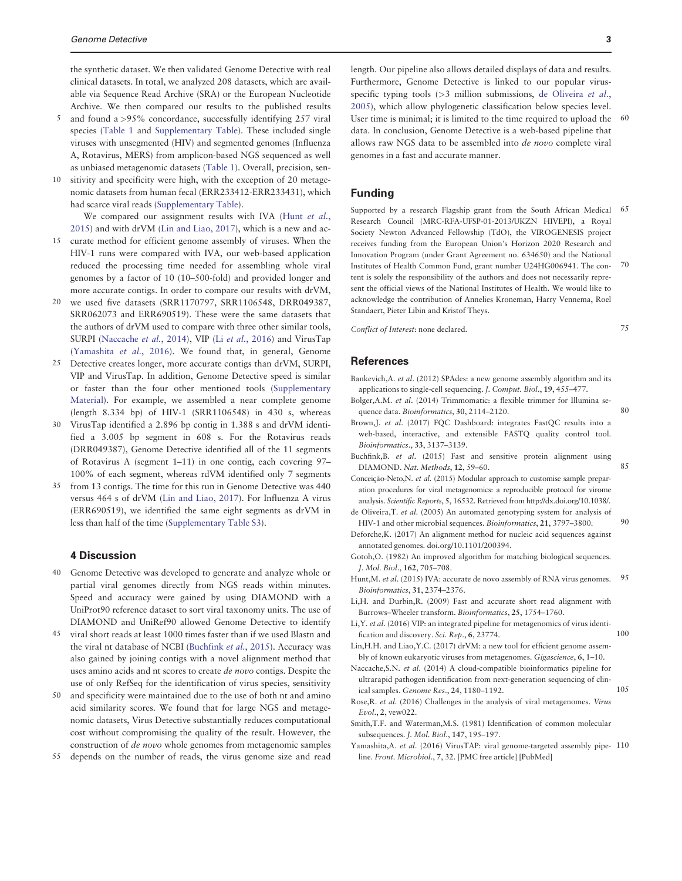the synthetic dataset. We then validated Genome Detective with real clinical datasets. In total, we analyzed 208 datasets, which are available via Sequence Read Archive (SRA) or the European Nucleotide Archive. We then compared our results to the published results and found a >95% concordance, successfully identifying 257 viral species (Table 1 and Supplementary Table). These included single viruses with unsegmented (HIV) and segmented genomes (Influenza A, Rotavirus, MERS) from amplicon-based NGS sequenced as well as unbiased metagenomic datasets (Table 1). Overall, precision, sensitivity and specificity were high, with the exception of 20 metagenomic datasets from human fecal (ERR233412-ERR233431), which had scarce viral reads (Supplementary Table).

We compared our assignment results with IVA (Hunt *et al.*, 2015) and with drVM (Lin and Liao, 2017), which is a new and accurate method for efficient genome assembly of viruses. When the HIV-1 runs were compared with IVA, our web-based application reduced the processing time needed for assembling whole viral genomes by a factor of 10 (10–500-fold) and provided longer and more accurate contigs. In order to compare our results with drVM, we used five datasets (SRR1170797, SRR1106548, DRR049387, SRR062073 and ERR690519). These were the same datasets that the authors of drVM used to compare with three other similar tools, SURPI (Naccache *et al.*, 2014), VIP (Li *et al.*, 2016) and VirusTap (Yamashita *et al.*, 2016). We found that, in general, Genome Detective creates longer, more accurate contigs than drVM, SURPI, VIP and VirusTap. In addition, Genome Detective speed is similar or faster than the four other mentioned tools (Supplementary Material). For example, we assembled a near complete genome (length 8.334 bp) of HIV-1 (SRR1106548) in 430 s, whereas VirusTap identified a 2.896 bp contig in 1.388 s and drVM identified a 3.005 bp segment in 608 s. For the Rotavirus reads (DRR049387), Genome Detective identified all of the 11 segments of Rotavirus A (segment 1–11) in one contig, each covering 97–100% of each segment, whereas rdVM identified only 7 segments from 13 contigs. The time for this run in Genome Detective was 440 versus 464 s of drVM (Lin and Liao, 2017). For Influenza A virus (ERR690519), we identified the same eight segments as drVM in less than half of the time (Supplementary Table S3).

## 4 Discussion

Genome Detective was developed to generate and analyze whole or partial viral genomes directly from NGS reads within minutes. Speed and accuracy were gained by using DIAMOND with a UniProt90 reference dataset to sort viral taxonomy units. The use of DIAMOND and UniRef90 allowed Genome Detective to identify viral short reads at least 1000 times faster than if we used Blastn and the viral nt database of NCBI (Buchfink *et al.*, 2015). Accuracy was also gained by joining contigs with a novel alignment method that uses amino acids and nt scores to create *de novo* contigs. Despite the use of only RefSeq for the identification of virus species, sensitivity and specificity were maintained due to the use of both nt and amino acid similarity scores. We found that for large NGS and metagenomic datasets, Virus Detective substantially reduces computational cost without compromising the quality of the result. However, the construction of *de novo* whole genomes from metagenomic samples depends on the number of reads, the virus genome size and read length. Our pipeline also allows detailed displays of data and results. Furthermore, Genome Detective is linked to our popular virus-specific typing tools (>3 million submissions, de Oliveira *et al.*, 2005), which allow phylogenetic classification below species level. User time is minimal; it is limited to the time required to upload the data. In conclusion, Genome Detective is a web-based pipeline that allows raw NGS data to be assembled into *de novo* complete viral genomes in a fast and accurate manner.

## Funding

Supported by a research Flagship grant from the South African Medical Research Council (MRC-RFA-UFSP-01-2013/UKZN HIVEPI), a Royal Society Newton Advanced Fellowship (TdO), the VIROGENESIS project receives funding from the European Union's Horizon 2020 Research and Innovation Program (under Grant Agreement no. 634650) and the National Institutes of Health Common Fund, grant number U24HG006941. The content is solely the responsibility of the authors and does not necessarily represent the official views of the National Institutes of Health. We would like to acknowledge the contribution of Annelies Kroneman, Harry Vennema, Roel Standaert, Pieter Libin and Kristof Theys.

*Conflict of Interest*: none declared.

## References

Bankevich,A. *et al.* (2012) SPAdes: a new genome assembly algorithm and its applications to single-cell sequencing. *J. Comput. Biol.*, **19**, 455–477.

Bolger,A.M. *et al.* (2014) Trimmomatic: a flexible trimmer for Illumina sequence data. *Bioinformatics*, **30**, 2114–2120.

Brown,J. *et al.* (2017) FQC Dashboard: integrates FastQC results into a web-based, interactive, and extensible FASTQ quality control tool. *Bioinformatics*., **33**, 3137–3139.

Buchfink,B. *et al.* (2015) Fast and sensitive protein alignment using DIAMOND. *Nat. Methods*, **12**, 59–60.

Conceição-Neto,N. *et al.* (2015) Modular approach to customise sample preparation procedures for viral metagenomics: a reproducible protocol for virome analysis. *Scientific Reports*, **5**, 16532. Retrieved from http://dx.doi.org/10.1038/.

de Oliveira,T. *et al.* (2005) An automated genotyping system for analysis of HIV-1 and other microbial sequences. *Bioinformatics*, **21**, 3797–3800.

Deforche,K. (2017) An alignment method for nucleic acid sequences against annotated genomes. doi.org/10.1101/200394.

Gotoh,O. (1982) An improved algorithm for matching biological sequences. *J. Mol. Biol.*, **162**, 705–708.

Hunt,M. *et al.* (2015) IVA: accurate de novo assembly of RNA virus genomes. *Bioinformatics*, **31**, 2374–2376.

Li,H. and Durbin,R. (2009) Fast and accurate short read alignment with Burrows–Wheeler transform. *Bioinformatics*, **25**, 1754–1760.

Li,Y. *et al.* (2016) VIP: an integrated pipeline for metagenomics of virus identification and discovery. *Sci. Rep.*, **6**, 23774.

Lin,H.H. and Liao,Y.C. (2017) drVM: a new tool for efficient genome assembly of known eukaryotic viruses from metagenomes. *Gigascience*, **6**, 1–10.

Naccache,S.N. *et al.* (2014) A cloud-compatible bioinformatics pipeline for ultrarapid pathogen identification from next-generation sequencing of clinical samples. *Genome Res.*, **24**, 1180–1192.

Rose,R. *et al.* (2016) Challenges in the analysis of viral metagenomes. *Virus Evol.*, **2**, vew022.

Smith,T.F. and Waterman,M.S. (1981) Identification of common molecular subsequences. *J. Mol. Biol.*, **147**, 195–197.

Yamashita,A. *et al.* (2016) VirusTAP: viral genome-targeted assembly pipeline. *Front. Microbiol.*, **7**, 32. [PMC free article] [PubMed]